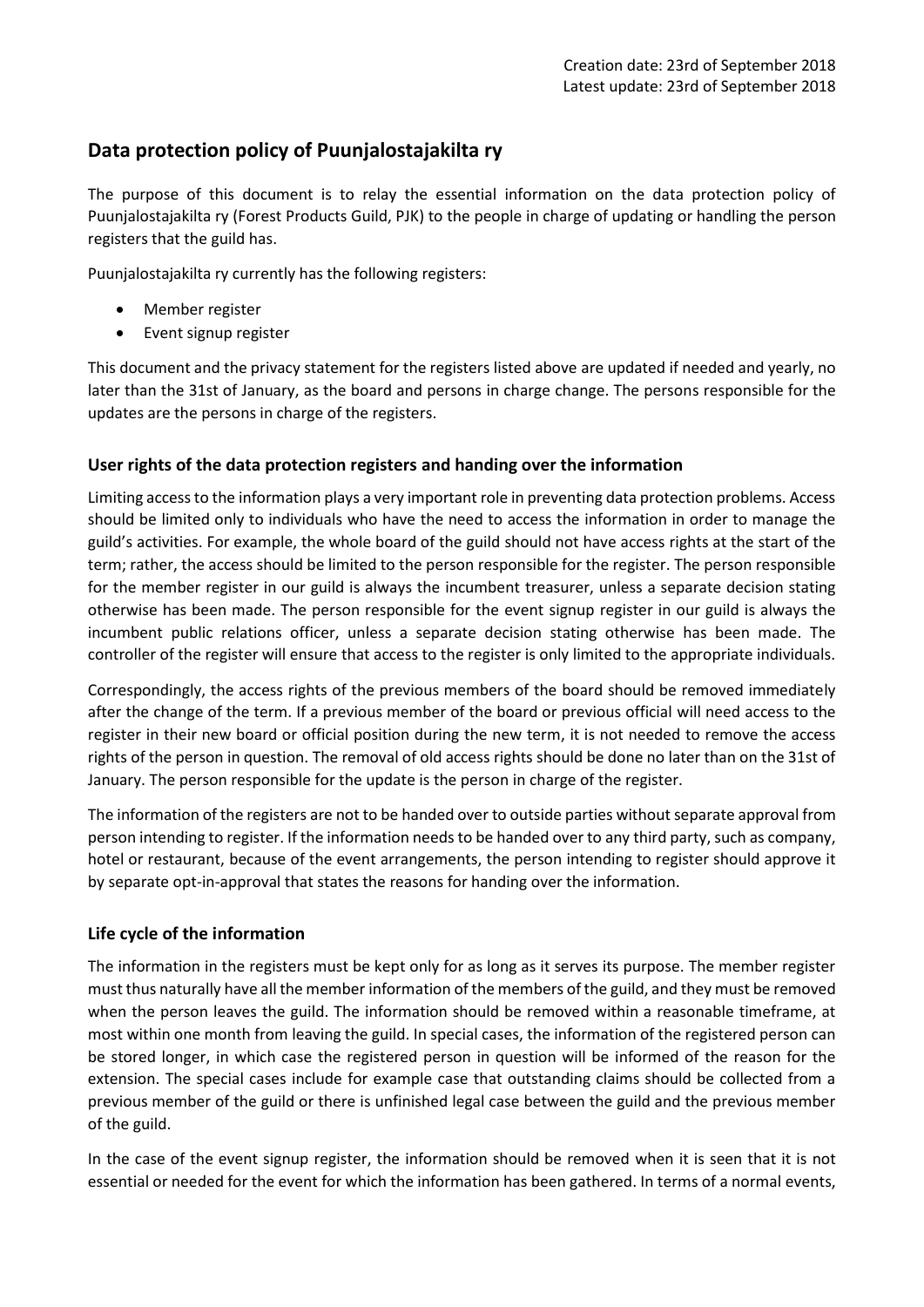Creation date: 23rd of September 2018
Latest update: 23rd of September 2018

## Data protection policy of Puunjalostajakilta ry

The purpose of this document is to relay the essential information on the data protection policy of Puunjalostajakilta ry (Forest Products Guild, PJK) to the people in charge of updating or handling the person registers that the guild has.

Puunjalostajakilta ry currently has the following registers:

- Member register
- Event signup register

This document and the privacy statement for the registers listed above are updated if needed and yearly, no later than the 31st of January, as the board and persons in charge change. The persons responsible for the updates are the persons in charge of the registers.

### User rights of the data protection registers and handing over the information

Limiting access to the information plays a very important role in preventing data protection problems. Access should be limited only to individuals who have the need to access the information in order to manage the guild's activities. For example, the whole board of the guild should not have access rights at the start of the term; rather, the access should be limited to the person responsible for the register. The person responsible for the member register in our guild is always the incumbent treasurer, unless a separate decision stating otherwise has been made. The person responsible for the event signup register in our guild is always the incumbent public relations officer, unless a separate decision stating otherwise has been made. The controller of the register will ensure that access to the register is only limited to the appropriate individuals.

Correspondingly, the access rights of the previous members of the board should be removed immediately after the change of the term. If a previous member of the board or previous official will need access to the register in their new board or official position during the new term, it is not needed to remove the access rights of the person in question. The removal of old access rights should be done no later than on the 31st of January. The person responsible for the update is the person in charge of the register.

The information of the registers are not to be handed over to outside parties without separate approval from person intending to register. If the information needs to be handed over to any third party, such as company, hotel or restaurant, because of the event arrangements, the person intending to register should approve it by separate opt-in-approval that states the reasons for handing over the information.

### Life cycle of the information

The information in the registers must be kept only for as long as it serves its purpose. The member register must thus naturally have all the member information of the members of the guild, and they must be removed when the person leaves the guild. The information should be removed within a reasonable timeframe, at most within one month from leaving the guild. In special cases, the information of the registered person can be stored longer, in which case the registered person in question will be informed of the reason for the extension. The special cases include for example case that outstanding claims should be collected from a previous member of the guild or there is unfinished legal case between the guild and the previous member of the guild.

In the case of the event signup register, the information should be removed when it is seen that it is not essential or needed for the event for which the information has been gathered. In terms of a normal events,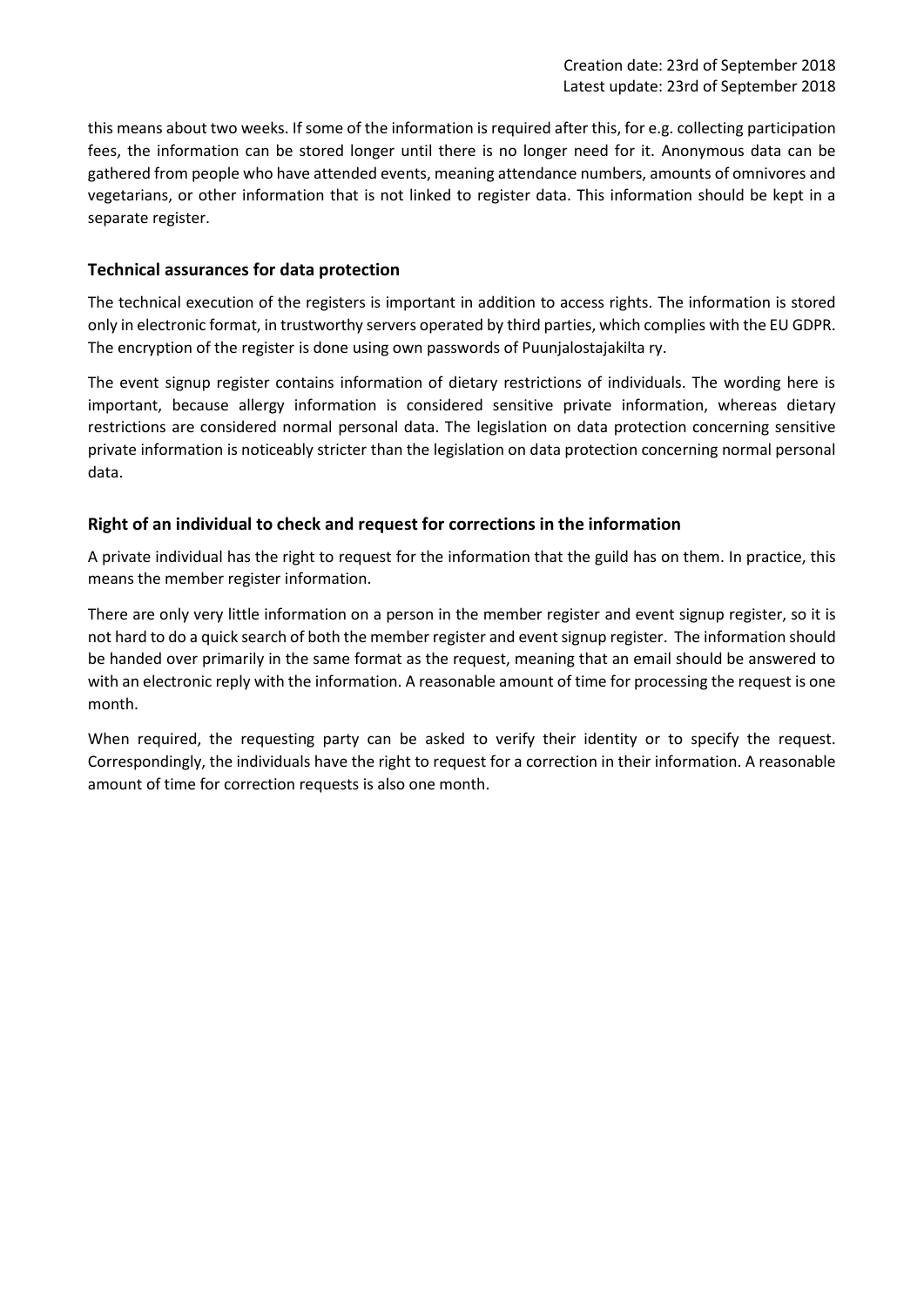this means about two weeks. If some of the information is required after this, for e.g. collecting participation fees, the information can be stored longer until there is no longer need for it. Anonymous data can be gathered from people who have attended events, meaning attendance numbers, amounts of omnivores and vegetarians, or other information that is not linked to register data. This information should be kept in a separate register.

## Technical assurances for data protection

The technical execution of the registers is important in addition to access rights. The information is stored only in electronic format, in trustworthy servers operated by third parties, which complies with the EU GDPR. The encryption of the register is done using own passwords of Puunjalostajakilta ry.

The event signup register contains information of dietary restrictions of individuals. The wording here is important, because allergy information is considered sensitive private information, whereas dietary restrictions are considered normal personal data. The legislation on data protection concerning sensitive private information is noticeably stricter than the legislation on data protection concerning normal personal data.

## Right of an individual to check and request for corrections in the information

A private individual has the right to request for the information that the guild has on them. In practice, this means the member register information.

There are only very little information on a person in the member register and event signup register, so it is not hard to do a quick search of both the member register and event signup register. The information should be handed over primarily in the same format as the request, meaning that an email should be answered to with an electronic reply with the information. A reasonable amount of time for processing the request is one month.

When required, the requesting party can be asked to verify their identity or to specify the request. Correspondingly, the individuals have the right to request for a correction in their information. A reasonable amount of time for correction requests is also one month.